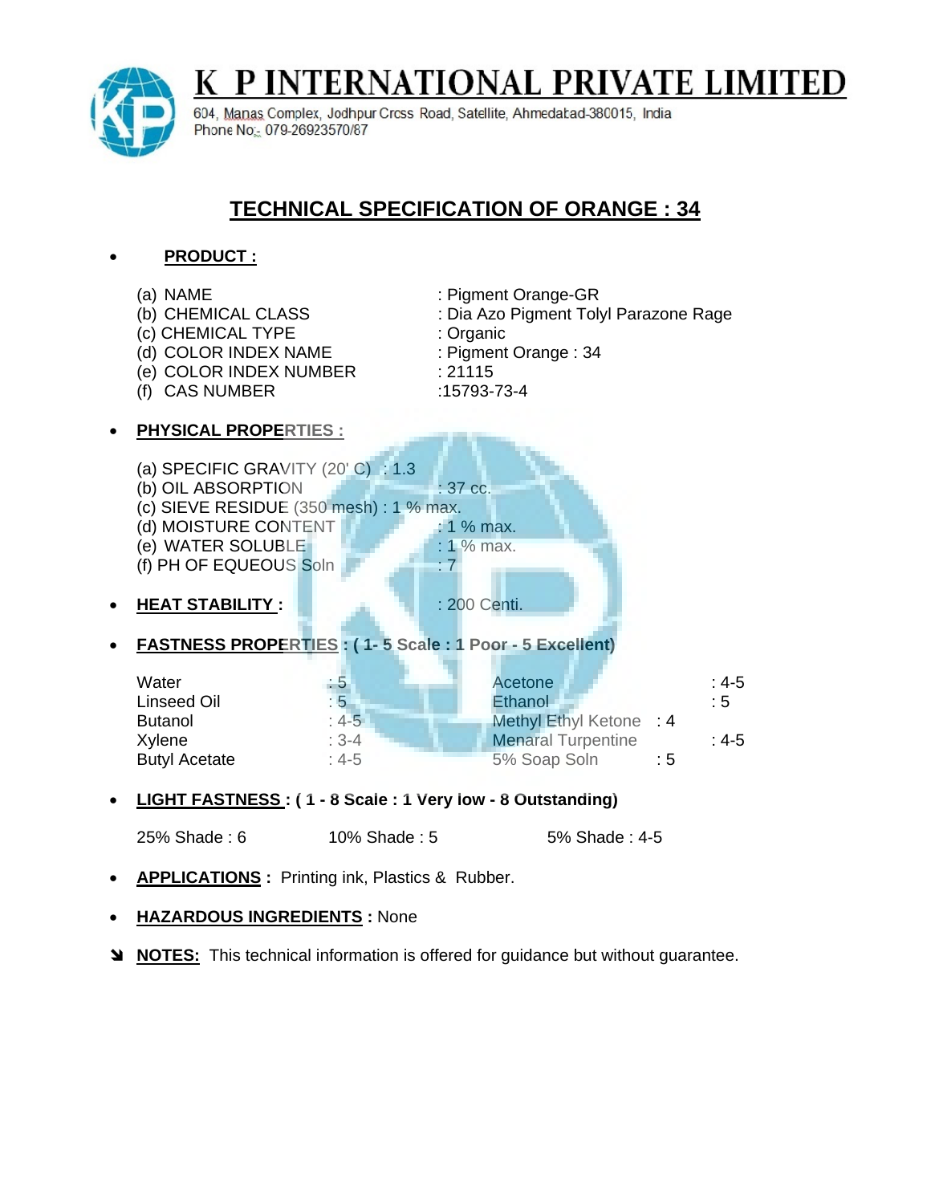# K P INTERNATIONAL PRIVATE LIMITED

604, Manas Complex, Jodhpur Cross Road, Satellite, Ahmedabad-380015, India
Phone No:- 079-26923570/87

## TECHNICAL SPECIFICATION OF ORANGE : 34

- **PRODUCT :**

(a) NAME : Pigment Orange-GR
(b) CHEMICAL CLASS : Dia Azo Pigment Tolyl Parazone Rage
(c) CHEMICAL TYPE : Organic
(d) COLOR INDEX NAME : Pigment Orange : 34
(e) COLOR INDEX NUMBER : 21115
(f) CAS NUMBER :15793-73-4

- **PHYSICAL PROPERTIES :**

(a) SPECIFIC GRAVITY (20' C) : 1.3
(b) OIL ABSORPTION : 37 cc.
(c) SIEVE RESIDUE (350 mesh) : 1 % max.
(d) MOISTURE CONTENT : 1 % max.
(e) WATER SOLUBLE : 1 % max.
(f) PH OF EQUEOUS Soln : 7

- **HEAT STABILITY :** : 200 Centi.

- **FASTNESS PROPERTIES : ( 1- 5 Scale : 1 Poor - 5 Excellent)**

| | | | |
|---|---|---|---|
| Water | : 5 | Acetone | : 4-5 |
| Linseed Oil | : 5 | Ethanol | : 5 |
| Butanol | : 4-5 | Methyl Ethyl Ketone | : 4 |
| Xylene | : 3-4 | Menaral Turpentine | : 4-5 |
| Butyl Acetate | : 4-5 | 5% Soap Soln | : 5 |

- **LIGHT FASTNESS : ( 1 - 8 Scale : 1 Very low - 8 Outstanding)**

25% Shade : 6 10% Shade : 5 5% Shade : 4-5

- **APPLICATIONS :** Printing ink, Plastics & Rubber.

- **HAZARDOUS INGREDIENTS :** None

**NOTES:** This technical information is offered for guidance but without guarantee.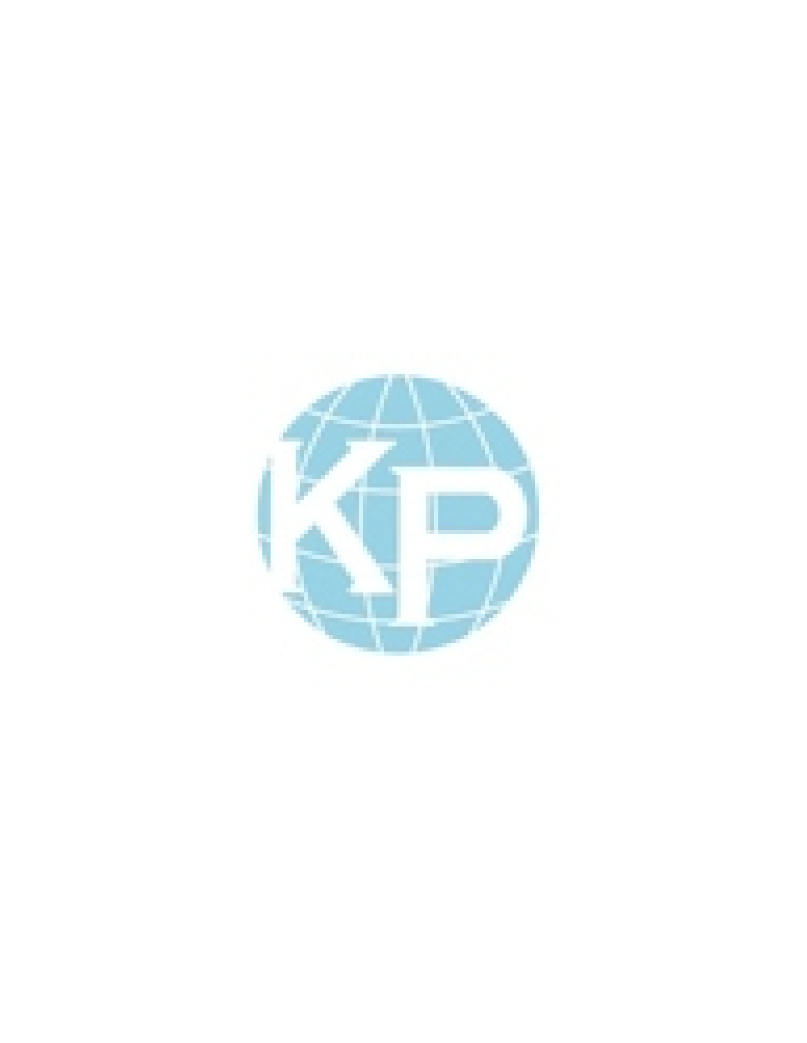KP